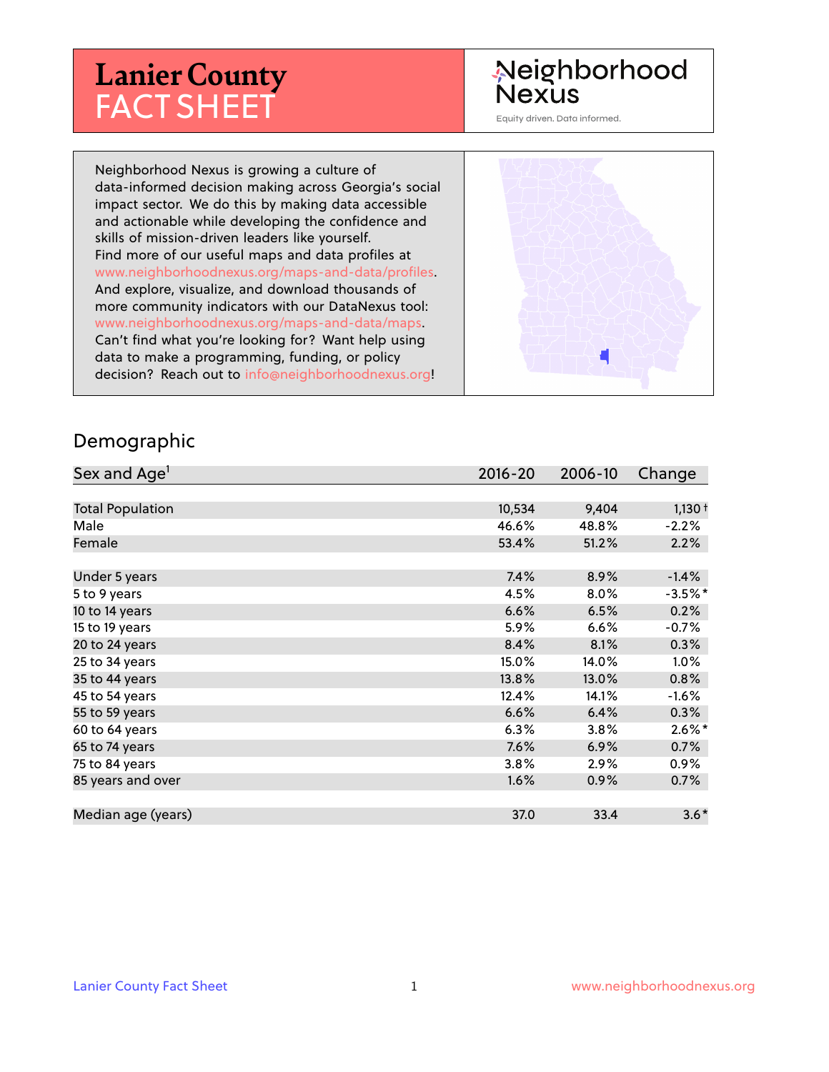# Lanier County FACT SHEET

Neighborhood Nexus

Equity driven. Data informed.

Neighborhood Nexus is growing a culture of data-informed decision making across Georgia's social impact sector. We do this by making data accessible and actionable while developing the confidence and skills of mission-driven leaders like yourself. Find more of our useful maps and data profiles at www.neighborhoodnexus.org/maps-and-data/profiles. And explore, visualize, and download thousands of more community indicators with our DataNexus tool: www.neighborhoodnexus.org/maps-and-data/maps. Can't find what you're looking for? Want help using data to make a programming, funding, or policy decision? Reach out to info@neighborhoodnexus.org!

## Demographic

| Sex and Age[1] | 2016-20 | 2006-10 | Change |
|---|---|---|---|
| Total Population | 10,534 | 9,404 | 1,130 † |
| Male | 46.6% | 48.8% | -2.2% |
| Female | 53.4% | 51.2% | 2.2% |
| Under 5 years | 7.4% | 8.9% | -1.4% |
| 5 to 9 years | 4.5% | 8.0% | -3.5% * |
| 10 to 14 years | 6.6% | 6.5% | 0.2% |
| 15 to 19 years | 5.9% | 6.6% | -0.7% |
| 20 to 24 years | 8.4% | 8.1% | 0.3% |
| 25 to 34 years | 15.0% | 14.0% | 1.0% |
| 35 to 44 years | 13.8% | 13.0% | 0.8% |
| 45 to 54 years | 12.4% | 14.1% | -1.6% |
| 55 to 59 years | 6.6% | 6.4% | 0.3% |
| 60 to 64 years | 6.3% | 3.8% | 2.6% * |
| 65 to 74 years | 7.6% | 6.9% | 0.7% |
| 75 to 84 years | 3.8% | 2.9% | 0.9% |
| 85 years and over | 1.6% | 0.9% | 0.7% |
| Median age (years) | 37.0 | 33.4 | 3.6 * |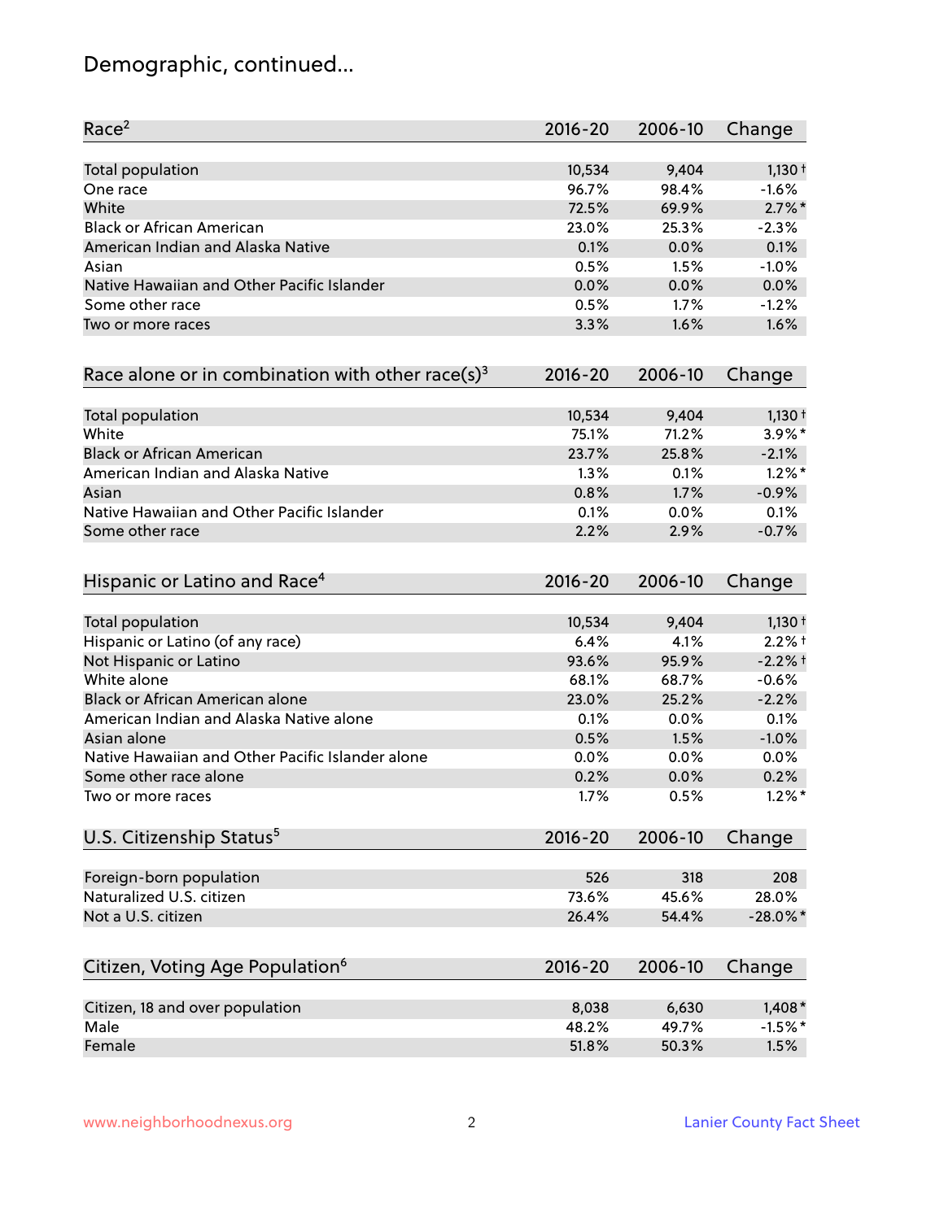# Demographic, continued...

| Race[2] | 2016-20 | 2006-10 | Change |
|---|---|---|---|
| Total population | 10,534 | 9,404 | 1,130† |
| One race | 96.7% | 98.4% | -1.6% |
| White | 72.5% | 69.9% | 2.7%* |
| Black or African American | 23.0% | 25.3% | -2.3% |
| American Indian and Alaska Native | 0.1% | 0.0% | 0.1% |
| Asian | 0.5% | 1.5% | -1.0% |
| Native Hawaiian and Other Pacific Islander | 0.0% | 0.0% | 0.0% |
| Some other race | 0.5% | 1.7% | -1.2% |
| Two or more races | 3.3% | 1.6% | 1.6% |

| Race alone or in combination with other race(s)[3] | 2016-20 | 2006-10 | Change |
|---|---|---|---|
| Total population | 10,534 | 9,404 | 1,130† |
| White | 75.1% | 71.2% | 3.9%* |
| Black or African American | 23.7% | 25.8% | -2.1% |
| American Indian and Alaska Native | 1.3% | 0.1% | 1.2%* |
| Asian | 0.8% | 1.7% | -0.9% |
| Native Hawaiian and Other Pacific Islander | 0.1% | 0.0% | 0.1% |
| Some other race | 2.2% | 2.9% | -0.7% |

| Hispanic or Latino and Race[4] | 2016-20 | 2006-10 | Change |
|---|---|---|---|
| Total population | 10,534 | 9,404 | 1,130† |
| Hispanic or Latino (of any race) | 6.4% | 4.1% | 2.2%† |
| Not Hispanic or Latino | 93.6% | 95.9% | -2.2%† |
| White alone | 68.1% | 68.7% | -0.6% |
| Black or African American alone | 23.0% | 25.2% | -2.2% |
| American Indian and Alaska Native alone | 0.1% | 0.0% | 0.1% |
| Asian alone | 0.5% | 1.5% | -1.0% |
| Native Hawaiian and Other Pacific Islander alone | 0.0% | 0.0% | 0.0% |
| Some other race alone | 0.2% | 0.0% | 0.2% |
| Two or more races | 1.7% | 0.5% | 1.2%* |

| U.S. Citizenship Status[5] | 2016-20 | 2006-10 | Change |
|---|---|---|---|
| Foreign-born population | 526 | 318 | 208 |
| Naturalized U.S. citizen | 73.6% | 45.6% | 28.0% |
| Not a U.S. citizen | 26.4% | 54.4% | -28.0%* |

| Citizen, Voting Age Population[6] | 2016-20 | 2006-10 | Change |
|---|---|---|---|
| Citizen, 18 and over population | 8,038 | 6,630 | 1,408* |
| Male | 48.2% | 49.7% | -1.5%* |
| Female | 51.8% | 50.3% | 1.5% |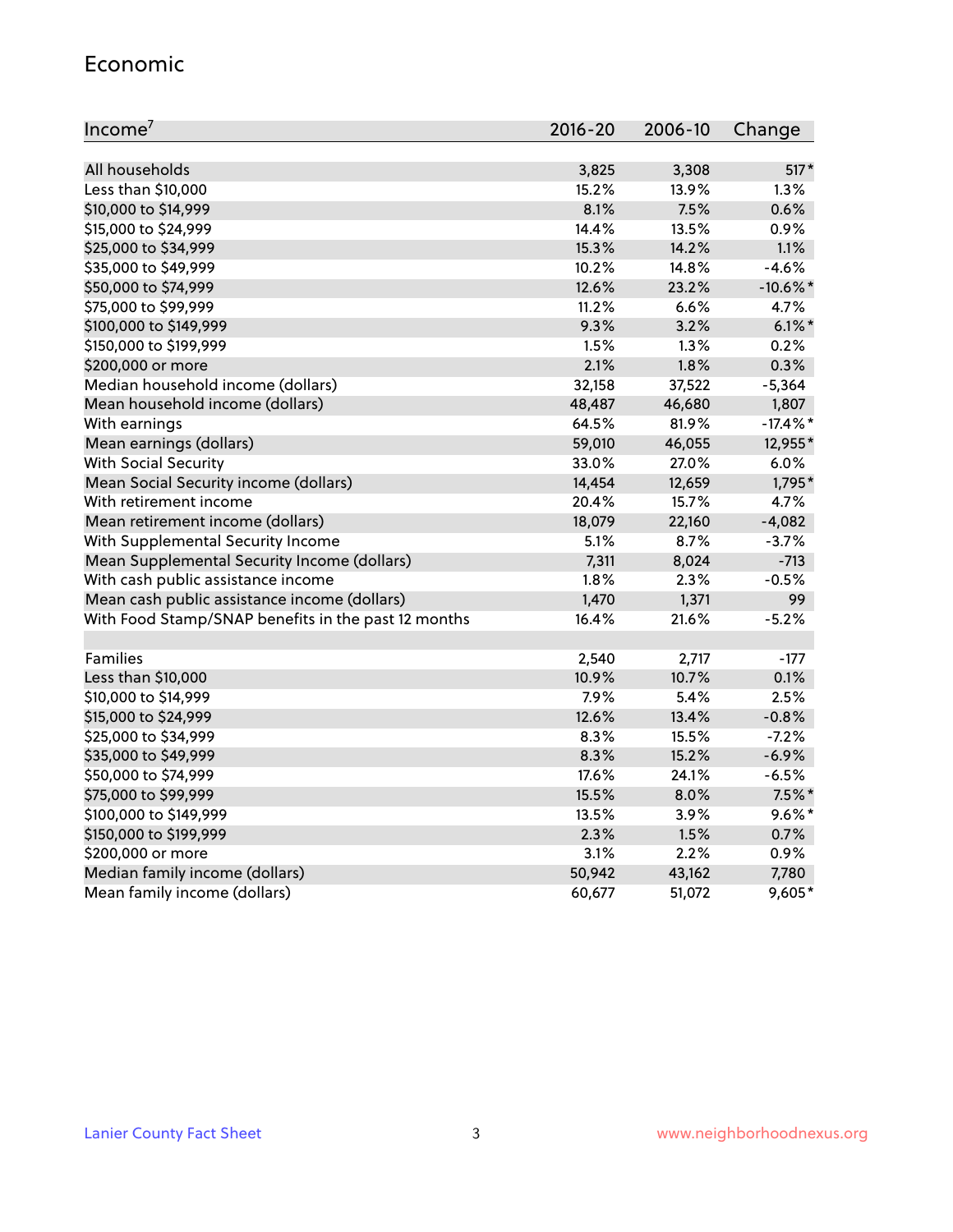## Economic

| Income[7] | 2016-20 | 2006-10 | Change |
|---|---|---|---|
| All households | 3,825 | 3,308 | 517* |
| Less than $10,000 | 15.2% | 13.9% | 1.3% |
| $10,000 to $14,999 | 8.1% | 7.5% | 0.6% |
| $15,000 to $24,999 | 14.4% | 13.5% | 0.9% |
| $25,000 to $34,999 | 15.3% | 14.2% | 1.1% |
| $35,000 to $49,999 | 10.2% | 14.8% | -4.6% |
| $50,000 to $74,999 | 12.6% | 23.2% | -10.6%* |
| $75,000 to $99,999 | 11.2% | 6.6% | 4.7% |
| $100,000 to $149,999 | 9.3% | 3.2% | 6.1%* |
| $150,000 to $199,999 | 1.5% | 1.3% | 0.2% |
| $200,000 or more | 2.1% | 1.8% | 0.3% |
| Median household income (dollars) | 32,158 | 37,522 | -5,364 |
| Mean household income (dollars) | 48,487 | 46,680 | 1,807 |
| With earnings | 64.5% | 81.9% | -17.4%* |
| Mean earnings (dollars) | 59,010 | 46,055 | 12,955* |
| With Social Security | 33.0% | 27.0% | 6.0% |
| Mean Social Security income (dollars) | 14,454 | 12,659 | 1,795* |
| With retirement income | 20.4% | 15.7% | 4.7% |
| Mean retirement income (dollars) | 18,079 | 22,160 | -4,082 |
| With Supplemental Security Income | 5.1% | 8.7% | -3.7% |
| Mean Supplemental Security Income (dollars) | 7,311 | 8,024 | -713 |
| With cash public assistance income | 1.8% | 2.3% | -0.5% |
| Mean cash public assistance income (dollars) | 1,470 | 1,371 | 99 |
| With Food Stamp/SNAP benefits in the past 12 months | 16.4% | 21.6% | -5.2% |
| | | | |
| Families | 2,540 | 2,717 | -177 |
| Less than $10,000 | 10.9% | 10.7% | 0.1% |
| $10,000 to $14,999 | 7.9% | 5.4% | 2.5% |
| $15,000 to $24,999 | 12.6% | 13.4% | -0.8% |
| $25,000 to $34,999 | 8.3% | 15.5% | -7.2% |
| $35,000 to $49,999 | 8.3% | 15.2% | -6.9% |
| $50,000 to $74,999 | 17.6% | 24.1% | -6.5% |
| $75,000 to $99,999 | 15.5% | 8.0% | 7.5%* |
| $100,000 to $149,999 | 13.5% | 3.9% | 9.6%* |
| $150,000 to $199,999 | 2.3% | 1.5% | 0.7% |
| $200,000 or more | 3.1% | 2.2% | 0.9% |
| Median family income (dollars) | 50,942 | 43,162 | 7,780 |
| Mean family income (dollars) | 60,677 | 51,072 | 9,605* |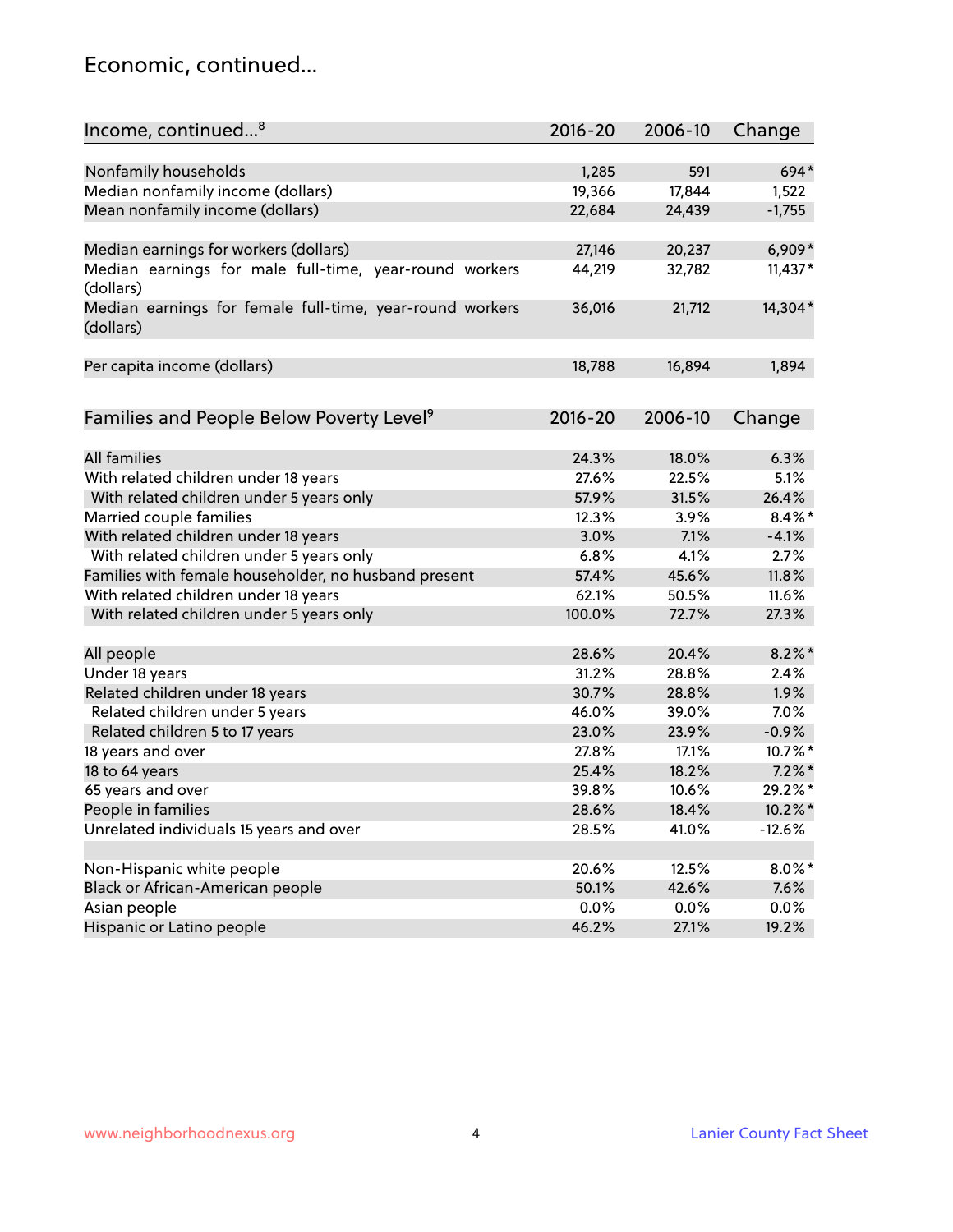## Economic, continued...

| Income, continued...[8] | 2016-20 | 2006-10 | Change |
|---|---|---|---|
| Nonfamily households | 1,285 | 591 | 694* |
| Median nonfamily income (dollars) | 19,366 | 17,844 | 1,522 |
| Mean nonfamily income (dollars) | 22,684 | 24,439 | -1,755 |
| Median earnings for workers (dollars) | 27,146 | 20,237 | 6,909* |
| Median earnings for male full-time, year-round workers (dollars) | 44,219 | 32,782 | 11,437* |
| Median earnings for female full-time, year-round workers (dollars) | 36,016 | 21,712 | 14,304* |
| Per capita income (dollars) | 18,788 | 16,894 | 1,894 |

| Families and People Below Poverty Level[9] | 2016-20 | 2006-10 | Change |
|---|---|---|---|
| All families | 24.3% | 18.0% | 6.3% |
| With related children under 18 years | 27.6% | 22.5% | 5.1% |
| With related children under 5 years only | 57.9% | 31.5% | 26.4% |
| Married couple families | 12.3% | 3.9% | 8.4%* |
| With related children under 18 years | 3.0% | 7.1% | -4.1% |
| With related children under 5 years only | 6.8% | 4.1% | 2.7% |
| Families with female householder, no husband present | 57.4% | 45.6% | 11.8% |
| With related children under 18 years | 62.1% | 50.5% | 11.6% |
| With related children under 5 years only | 100.0% | 72.7% | 27.3% |
| All people | 28.6% | 20.4% | 8.2%* |
| Under 18 years | 31.2% | 28.8% | 2.4% |
| Related children under 18 years | 30.7% | 28.8% | 1.9% |
| Related children under 5 years | 46.0% | 39.0% | 7.0% |
| Related children 5 to 17 years | 23.0% | 23.9% | -0.9% |
| 18 years and over | 27.8% | 17.1% | 10.7%* |
| 18 to 64 years | 25.4% | 18.2% | 7.2%* |
| 65 years and over | 39.8% | 10.6% | 29.2%* |
| People in families | 28.6% | 18.4% | 10.2%* |
| Unrelated individuals 15 years and over | 28.5% | 41.0% | -12.6% |
| Non-Hispanic white people | 20.6% | 12.5% | 8.0%* |
| Black or African-American people | 50.1% | 42.6% | 7.6% |
| Asian people | 0.0% | 0.0% | 0.0% |
| Hispanic or Latino people | 46.2% | 27.1% | 19.2% |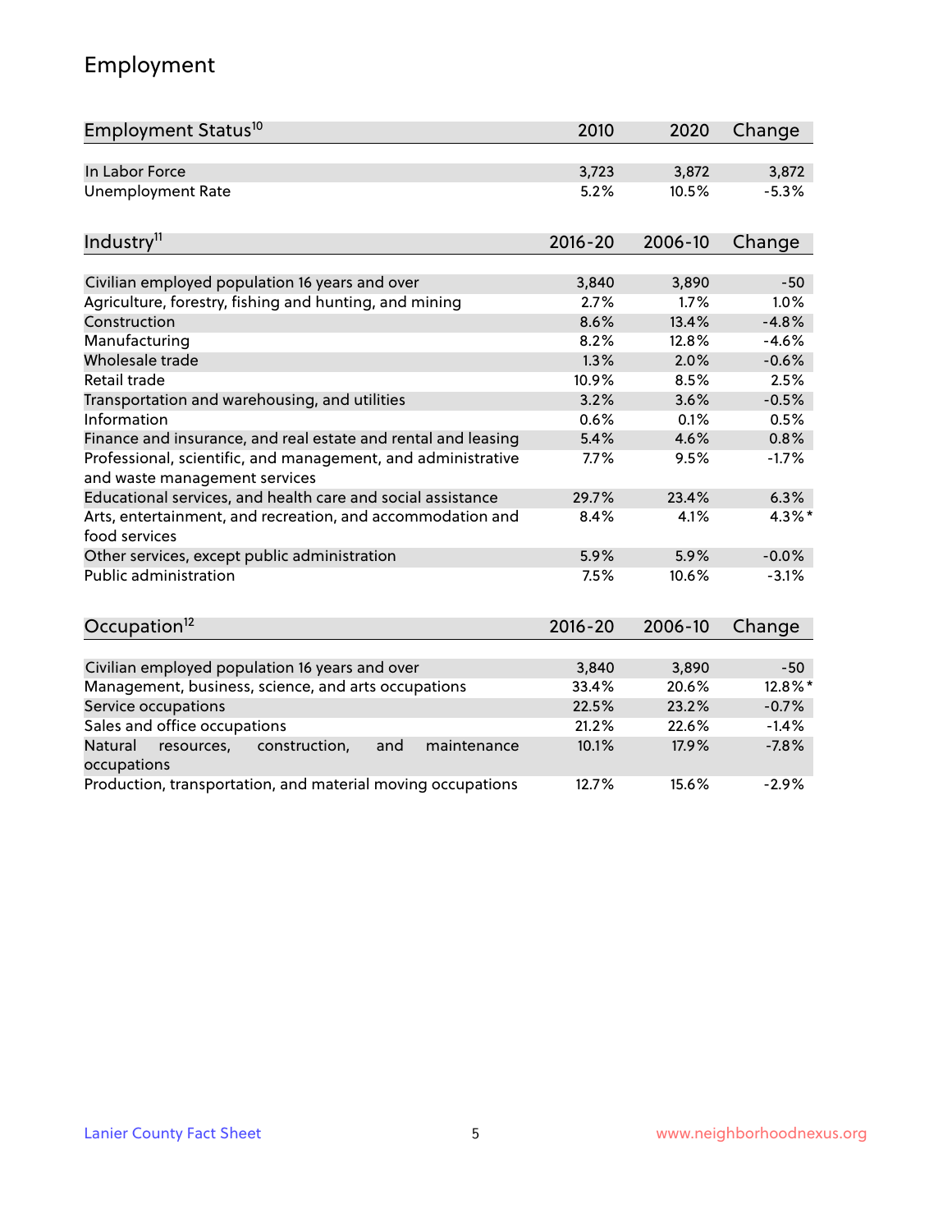## Employment

| Employment Status[10] | 2010 | 2020 | Change |
| --- | --- | --- | --- |
| In Labor Force | 3,723 | 3,872 | 3,872 |
| Unemployment Rate | 5.2% | 10.5% | -5.3% |

| Industry[11] | 2016-20 | 2006-10 | Change |
| --- | --- | --- | --- |
| Civilian employed population 16 years and over | 3,840 | 3,890 | -50 |
| Agriculture, forestry, fishing and hunting, and mining | 2.7% | 1.7% | 1.0% |
| Construction | 8.6% | 13.4% | -4.8% |
| Manufacturing | 8.2% | 12.8% | -4.6% |
| Wholesale trade | 1.3% | 2.0% | -0.6% |
| Retail trade | 10.9% | 8.5% | 2.5% |
| Transportation and warehousing, and utilities | 3.2% | 3.6% | -0.5% |
| Information | 0.6% | 0.1% | 0.5% |
| Finance and insurance, and real estate and rental and leasing | 5.4% | 4.6% | 0.8% |
| Professional, scientific, and management, and administrative and waste management services | 7.7% | 9.5% | -1.7% |
| Educational services, and health care and social assistance | 29.7% | 23.4% | 6.3% |
| Arts, entertainment, and recreation, and accommodation and food services | 8.4% | 4.1% | 4.3%* |
| Other services, except public administration | 5.9% | 5.9% | -0.0% |
| Public administration | 7.5% | 10.6% | -3.1% |

| Occupation[12] | 2016-20 | 2006-10 | Change |
| --- | --- | --- | --- |
| Civilian employed population 16 years and over | 3,840 | 3,890 | -50 |
| Management, business, science, and arts occupations | 33.4% | 20.6% | 12.8%* |
| Service occupations | 22.5% | 23.2% | -0.7% |
| Sales and office occupations | 21.2% | 22.6% | -1.4% |
| Natural resources, construction, and maintenance occupations | 10.1% | 17.9% | -7.8% |
| Production, transportation, and material moving occupations | 12.7% | 15.6% | -2.9% |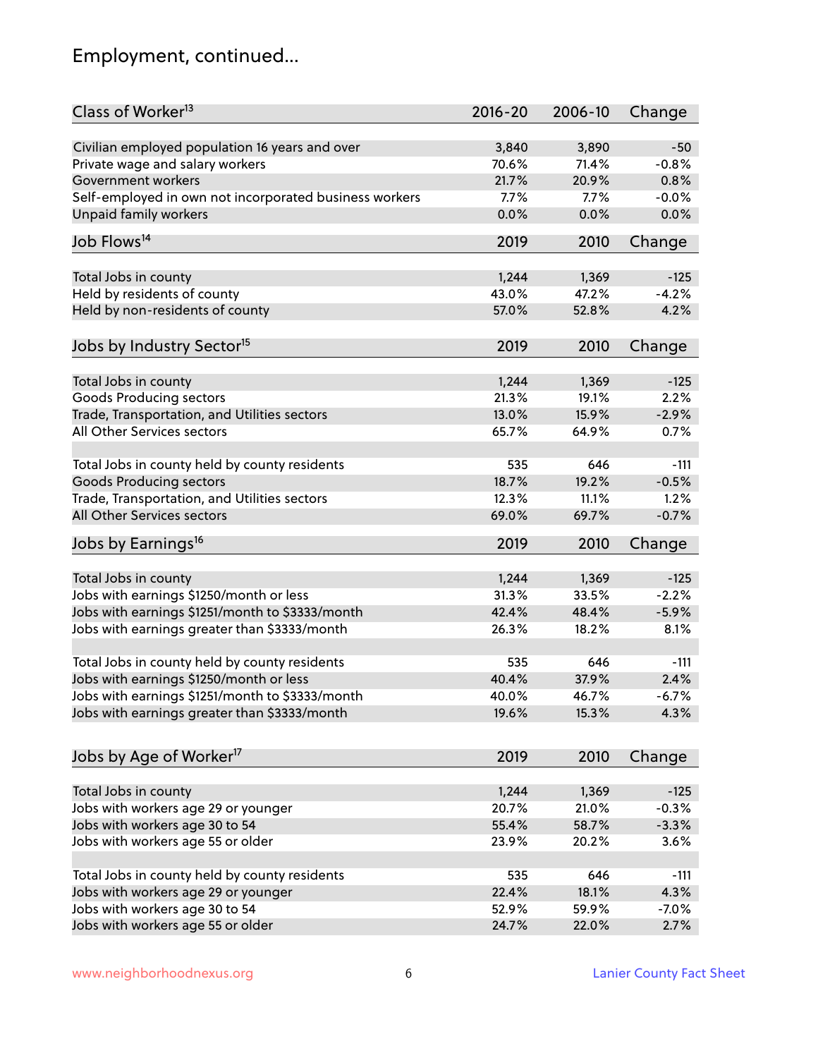# Employment, continued...

| Class of Worker[13] | 2016-20 | 2006-10 | Change |
|---|---|---|---|
| Civilian employed population 16 years and over | 3,840 | 3,890 | -50 |
| Private wage and salary workers | 70.6% | 71.4% | -0.8% |
| Government workers | 21.7% | 20.9% | 0.8% |
| Self-employed in own not incorporated business workers | 7.7% | 7.7% | -0.0% |
| Unpaid family workers | 0.0% | 0.0% | 0.0% |

| Job Flows[14] | 2019 | 2010 | Change |
|---|---|---|---|
| Total Jobs in county | 1,244 | 1,369 | -125 |
| Held by residents of county | 43.0% | 47.2% | -4.2% |
| Held by non-residents of county | 57.0% | 52.8% | 4.2% |

| Jobs by Industry Sector[15] | 2019 | 2010 | Change |
|---|---|---|---|
| Total Jobs in county | 1,244 | 1,369 | -125 |
| Goods Producing sectors | 21.3% | 19.1% | 2.2% |
| Trade, Transportation, and Utilities sectors | 13.0% | 15.9% | -2.9% |
| All Other Services sectors | 65.7% | 64.9% | 0.7% |
| | | | |
| Total Jobs in county held by county residents | 535 | 646 | -111 |
| Goods Producing sectors | 18.7% | 19.2% | -0.5% |
| Trade, Transportation, and Utilities sectors | 12.3% | 11.1% | 1.2% |
| All Other Services sectors | 69.0% | 69.7% | -0.7% |

| Jobs by Earnings[16] | 2019 | 2010 | Change |
|---|---|---|---|
| Total Jobs in county | 1,244 | 1,369 | -125 |
| Jobs with earnings $1250/month or less | 31.3% | 33.5% | -2.2% |
| Jobs with earnings $1251/month to $3333/month | 42.4% | 48.4% | -5.9% |
| Jobs with earnings greater than $3333/month | 26.3% | 18.2% | 8.1% |
| | | | |
| Total Jobs in county held by county residents | 535 | 646 | -111 |
| Jobs with earnings $1250/month or less | 40.4% | 37.9% | 2.4% |
| Jobs with earnings $1251/month to $3333/month | 40.0% | 46.7% | -6.7% |
| Jobs with earnings greater than $3333/month | 19.6% | 15.3% | 4.3% |

| Jobs by Age of Worker[17] | 2019 | 2010 | Change |
|---|---|---|---|
| Total Jobs in county | 1,244 | 1,369 | -125 |
| Jobs with workers age 29 or younger | 20.7% | 21.0% | -0.3% |
| Jobs with workers age 30 to 54 | 55.4% | 58.7% | -3.3% |
| Jobs with workers age 55 or older | 23.9% | 20.2% | 3.6% |
| | | | |
| Total Jobs in county held by county residents | 535 | 646 | -111 |
| Jobs with workers age 29 or younger | 22.4% | 18.1% | 4.3% |
| Jobs with workers age 30 to 54 | 52.9% | 59.9% | -7.0% |
| Jobs with workers age 55 or older | 24.7% | 22.0% | 2.7% |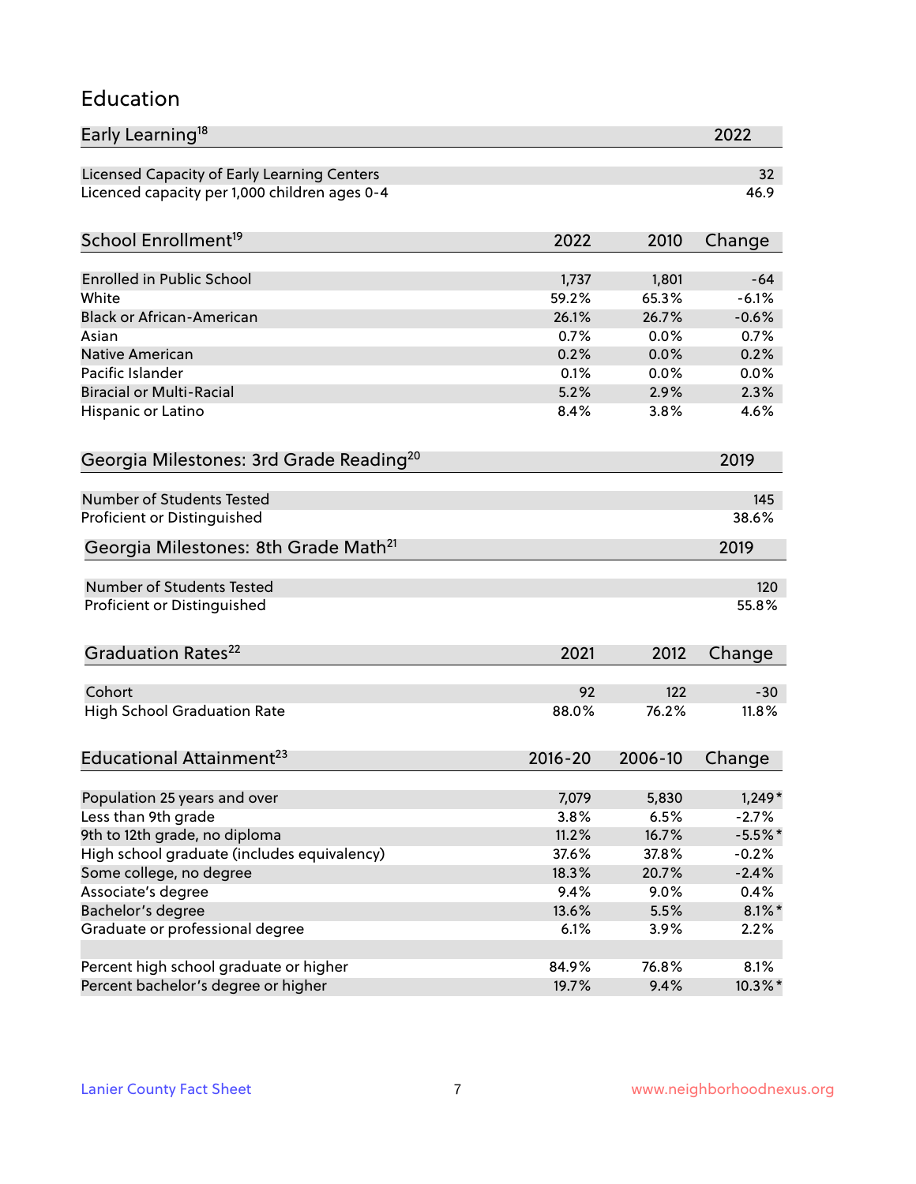# Education

| Early Learning[18] | 2022 |
|---|---|
| Licensed Capacity of Early Learning Centers | 32 |
| Licenced capacity per 1,000 children ages 0-4 | 46.9 |

| School Enrollment[19] | 2022 | 2010 | Change |
|---|---|---|---|
| Enrolled in Public School | 1,737 | 1,801 | -64 |
| White | 59.2% | 65.3% | -6.1% |
| Black or African-American | 26.1% | 26.7% | -0.6% |
| Asian | 0.7% | 0.0% | 0.7% |
| Native American | 0.2% | 0.0% | 0.2% |
| Pacific Islander | 0.1% | 0.0% | 0.0% |
| Biracial or Multi-Racial | 5.2% | 2.9% | 2.3% |
| Hispanic or Latino | 8.4% | 3.8% | 4.6% |

| Georgia Milestones: 3rd Grade Reading[20] | 2019 |
|---|---|
| Number of Students Tested | 145 |
| Proficient or Distinguished | 38.6% |

| Georgia Milestones: 8th Grade Math[21] | 2019 |
|---|---|
| Number of Students Tested | 120 |
| Proficient or Distinguished | 55.8% |

| Graduation Rates[22] | 2021 | 2012 | Change |
|---|---|---|---|
| Cohort | 92 | 122 | -30 |
| High School Graduation Rate | 88.0% | 76.2% | 11.8% |

| Educational Attainment[23] | 2016-20 | 2006-10 | Change |
|---|---|---|---|
| Population 25 years and over | 7,079 | 5,830 | 1,249* |
| Less than 9th grade | 3.8% | 6.5% | -2.7% |
| 9th to 12th grade, no diploma | 11.2% | 16.7% | -5.5%* |
| High school graduate (includes equivalency) | 37.6% | 37.8% | -0.2% |
| Some college, no degree | 18.3% | 20.7% | -2.4% |
| Associate's degree | 9.4% | 9.0% | 0.4% |
| Bachelor's degree | 13.6% | 5.5% | 8.1%* |
| Graduate or professional degree | 6.1% | 3.9% | 2.2% |
| | | | |
| Percent high school graduate or higher | 84.9% | 76.8% | 8.1% |
| Percent bachelor's degree or higher | 19.7% | 9.4% | 10.3%* |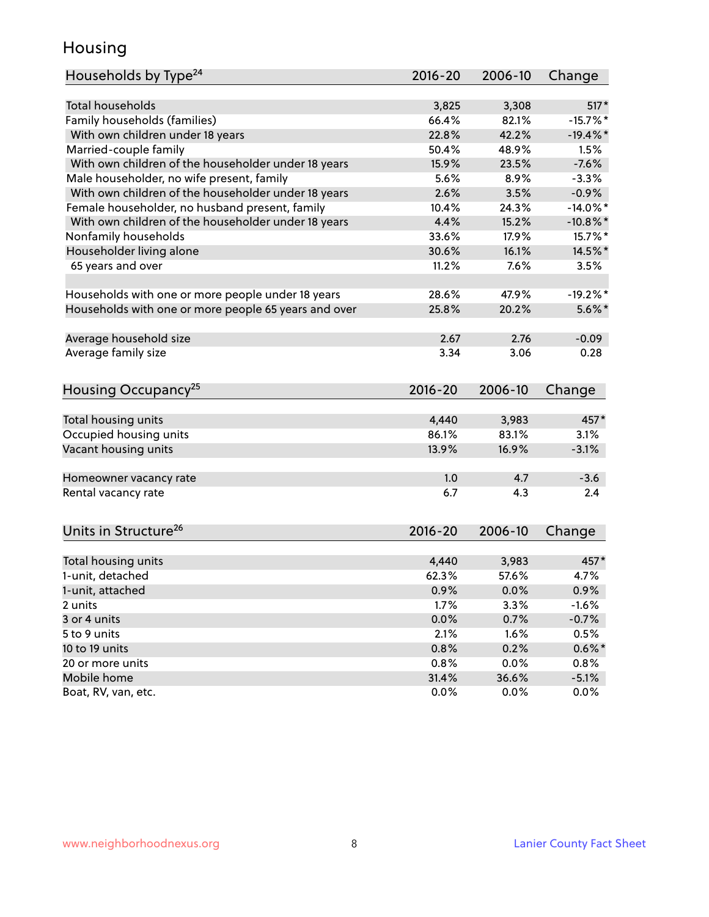# Housing

| Households by Type[24] | 2016-20 | 2006-10 | Change |
|---|---|---|---|
| Total households | 3,825 | 3,308 | 517* |
| Family households (families) | 66.4% | 82.1% | -15.7%* |
| With own children under 18 years | 22.8% | 42.2% | -19.4%* |
| Married-couple family | 50.4% | 48.9% | 1.5% |
| With own children of the householder under 18 years | 15.9% | 23.5% | -7.6% |
| Male householder, no wife present, family | 5.6% | 8.9% | -3.3% |
| With own children of the householder under 18 years | 2.6% | 3.5% | -0.9% |
| Female householder, no husband present, family | 10.4% | 24.3% | -14.0%* |
| With own children of the householder under 18 years | 4.4% | 15.2% | -10.8%* |
| Nonfamily households | 33.6% | 17.9% | 15.7%* |
| Householder living alone | 30.6% | 16.1% | 14.5%* |
| 65 years and over | 11.2% | 7.6% | 3.5% |
| | | | |
| Households with one or more people under 18 years | 28.6% | 47.9% | -19.2%* |
| Households with one or more people 65 years and over | 25.8% | 20.2% | 5.6%* |
| | | | |
| Average household size | 2.67 | 2.76 | -0.09 |
| Average family size | 3.34 | 3.06 | 0.28 |

| Housing Occupancy[25] | 2016-20 | 2006-10 | Change |
|---|---|---|---|
| Total housing units | 4,440 | 3,983 | 457* |
| Occupied housing units | 86.1% | 83.1% | 3.1% |
| Vacant housing units | 13.9% | 16.9% | -3.1% |
| | | | |
| Homeowner vacancy rate | 1.0 | 4.7 | -3.6 |
| Rental vacancy rate | 6.7 | 4.3 | 2.4 |

| Units in Structure[26] | 2016-20 | 2006-10 | Change |
|---|---|---|---|
| Total housing units | 4,440 | 3,983 | 457* |
| 1-unit, detached | 62.3% | 57.6% | 4.7% |
| 1-unit, attached | 0.9% | 0.0% | 0.9% |
| 2 units | 1.7% | 3.3% | -1.6% |
| 3 or 4 units | 0.0% | 0.7% | -0.7% |
| 5 to 9 units | 2.1% | 1.6% | 0.5% |
| 10 to 19 units | 0.8% | 0.2% | 0.6%* |
| 20 or more units | 0.8% | 0.0% | 0.8% |
| Mobile home | 31.4% | 36.6% | -5.1% |
| Boat, RV, van, etc. | 0.0% | 0.0% | 0.0% |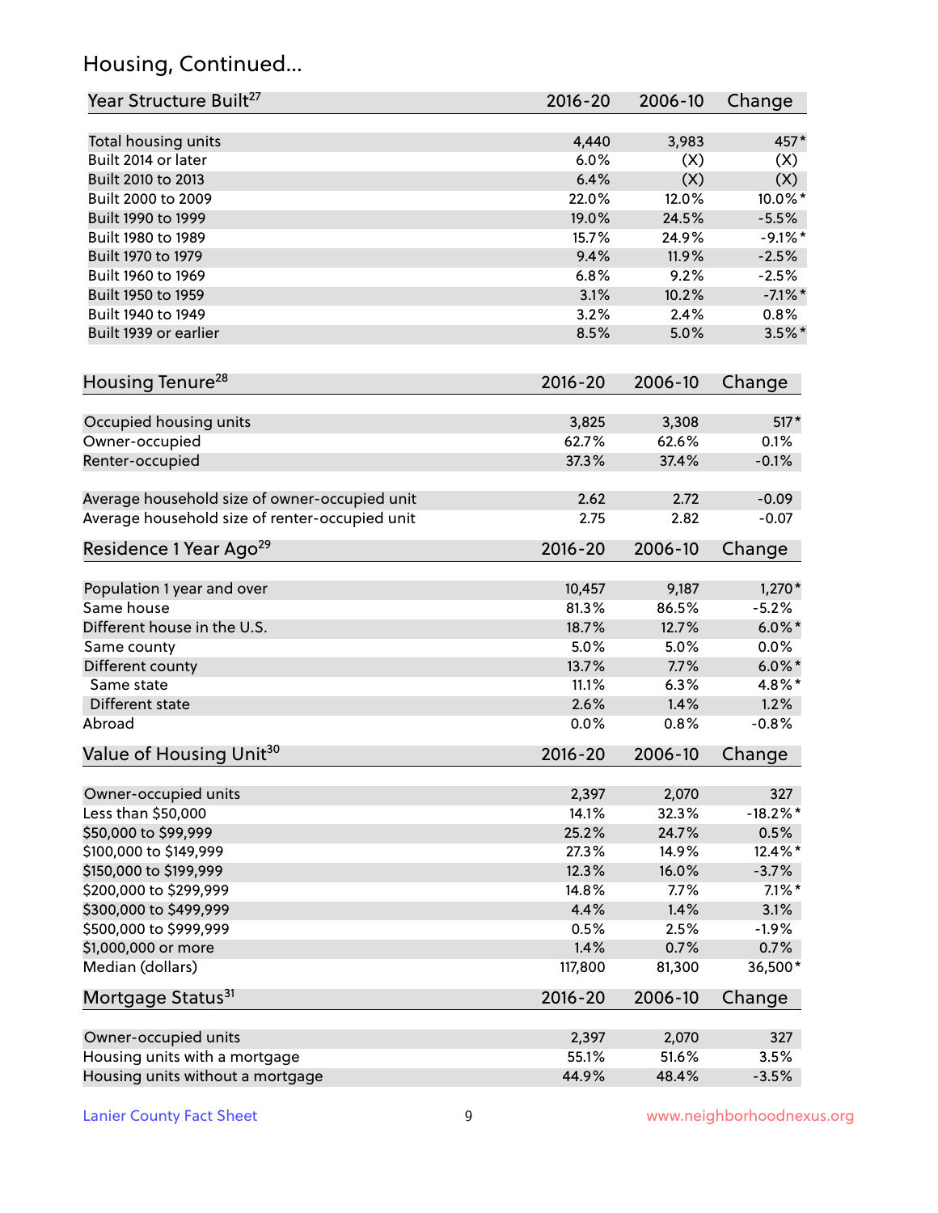## Housing, Continued...

| Year Structure Built[27] | 2016-20 | 2006-10 | Change |
|---|---|---|---|
| Total housing units | 4,440 | 3,983 | 457* |
| Built 2014 or later | 6.0% | (X) | (X) |
| Built 2010 to 2013 | 6.4% | (X) | (X) |
| Built 2000 to 2009 | 22.0% | 12.0% | 10.0%* |
| Built 1990 to 1999 | 19.0% | 24.5% | -5.5% |
| Built 1980 to 1989 | 15.7% | 24.9% | -9.1%* |
| Built 1970 to 1979 | 9.4% | 11.9% | -2.5% |
| Built 1960 to 1969 | 6.8% | 9.2% | -2.5% |
| Built 1950 to 1959 | 3.1% | 10.2% | -7.1%* |
| Built 1940 to 1949 | 3.2% | 2.4% | 0.8% |
| Built 1939 or earlier | 8.5% | 5.0% | 3.5%* |

| Housing Tenure[28] | 2016-20 | 2006-10 | Change |
|---|---|---|---|
| Occupied housing units | 3,825 | 3,308 | 517* |
| Owner-occupied | 62.7% | 62.6% | 0.1% |
| Renter-occupied | 37.3% | 37.4% | -0.1% |
| Average household size of owner-occupied unit | 2.62 | 2.72 | -0.09 |
| Average household size of renter-occupied unit | 2.75 | 2.82 | -0.07 |

| Residence 1 Year Ago[29] | 2016-20 | 2006-10 | Change |
|---|---|---|---|
| Population 1 year and over | 10,457 | 9,187 | 1,270* |
| Same house | 81.3% | 86.5% | -5.2% |
| Different house in the U.S. | 18.7% | 12.7% | 6.0%* |
| Same county | 5.0% | 5.0% | 0.0% |
| Different county | 13.7% | 7.7% | 6.0%* |
| Same state | 11.1% | 6.3% | 4.8%* |
| Different state | 2.6% | 1.4% | 1.2% |
| Abroad | 0.0% | 0.8% | -0.8% |

| Value of Housing Unit[30] | 2016-20 | 2006-10 | Change |
|---|---|---|---|
| Owner-occupied units | 2,397 | 2,070 | 327 |
| Less than $50,000 | 14.1% | 32.3% | -18.2%* |
| $50,000 to $99,999 | 25.2% | 24.7% | 0.5% |
| $100,000 to $149,999 | 27.3% | 14.9% | 12.4%* |
| $150,000 to $199,999 | 12.3% | 16.0% | -3.7% |
| $200,000 to $299,999 | 14.8% | 7.7% | 7.1%* |
| $300,000 to $499,999 | 4.4% | 1.4% | 3.1% |
| $500,000 to $999,999 | 0.5% | 2.5% | -1.9% |
| $1,000,000 or more | 1.4% | 0.7% | 0.7% |
| Median (dollars) | 117,800 | 81,300 | 36,500* |

| Mortgage Status[31] | 2016-20 | 2006-10 | Change |
|---|---|---|---|
| Owner-occupied units | 2,397 | 2,070 | 327 |
| Housing units with a mortgage | 55.1% | 51.6% | 3.5% |
| Housing units without a mortgage | 44.9% | 48.4% | -3.5% |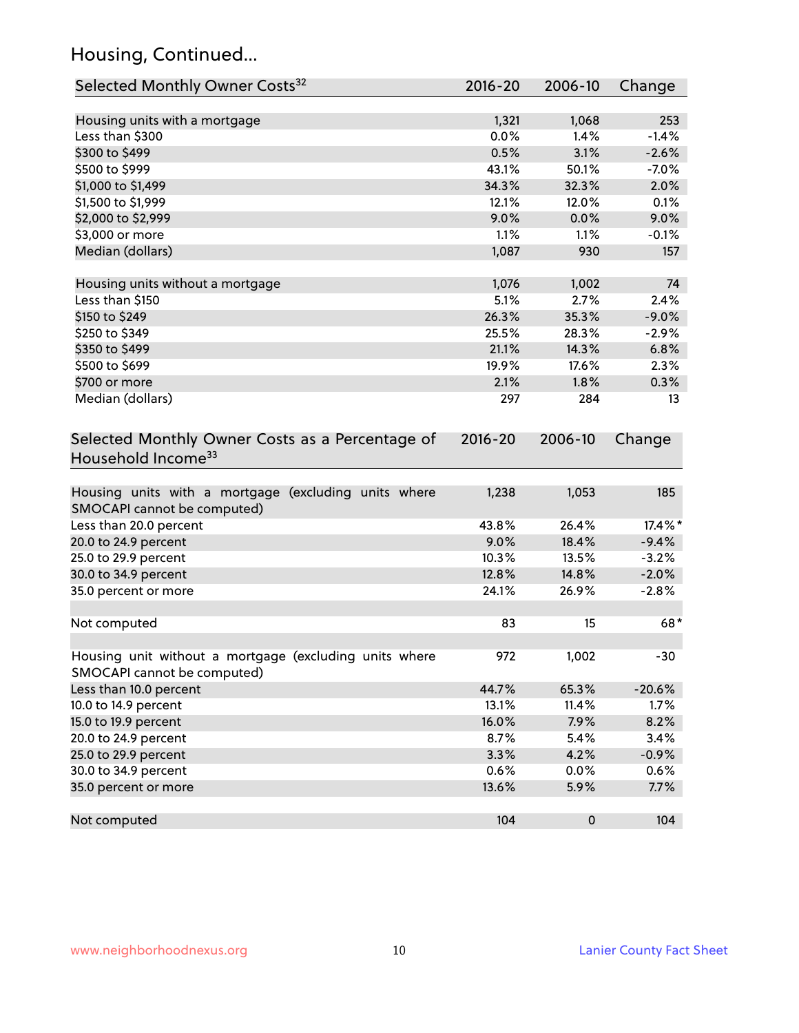## Housing, Continued...

| Selected Monthly Owner Costs[32] | 2016-20 | 2006-10 | Change |
|---|---|---|---|
| Housing units with a mortgage | 1,321 | 1,068 | 253 |
| Less than $300 | 0.0% | 1.4% | -1.4% |
| $300 to $499 | 0.5% | 3.1% | -2.6% |
| $500 to $999 | 43.1% | 50.1% | -7.0% |
| $1,000 to $1,499 | 34.3% | 32.3% | 2.0% |
| $1,500 to $1,999 | 12.1% | 12.0% | 0.1% |
| $2,000 to $2,999 | 9.0% | 0.0% | 9.0% |
| $3,000 or more | 1.1% | 1.1% | -0.1% |
| Median (dollars) | 1,087 | 930 | 157 |
| | | | |
| Housing units without a mortgage | 1,076 | 1,002 | 74 |
| Less than $150 | 5.1% | 2.7% | 2.4% |
| $150 to $249 | 26.3% | 35.3% | -9.0% |
| $250 to $349 | 25.5% | 28.3% | -2.9% |
| $350 to $499 | 21.1% | 14.3% | 6.8% |
| $500 to $699 | 19.9% | 17.6% | 2.3% |
| $700 or more | 2.1% | 1.8% | 0.3% |
| Median (dollars) | 297 | 284 | 13 |

| Selected Monthly Owner Costs as a Percentage of Household Income[33] | 2016-20 | 2006-10 | Change |
|---|---|---|---|
| Housing units with a mortgage (excluding units where SMOCAPI cannot be computed) | 1,238 | 1,053 | 185 |
| Less than 20.0 percent | 43.8% | 26.4% | 17.4%* |
| 20.0 to 24.9 percent | 9.0% | 18.4% | -9.4% |
| 25.0 to 29.9 percent | 10.3% | 13.5% | -3.2% |
| 30.0 to 34.9 percent | 12.8% | 14.8% | -2.0% |
| 35.0 percent or more | 24.1% | 26.9% | -2.8% |
| | | | |
| Not computed | 83 | 15 | 68* |
| | | | |
| Housing unit without a mortgage (excluding units where SMOCAPI cannot be computed) | 972 | 1,002 | -30 |
| Less than 10.0 percent | 44.7% | 65.3% | -20.6% |
| 10.0 to 14.9 percent | 13.1% | 11.4% | 1.7% |
| 15.0 to 19.9 percent | 16.0% | 7.9% | 8.2% |
| 20.0 to 24.9 percent | 8.7% | 5.4% | 3.4% |
| 25.0 to 29.9 percent | 3.3% | 4.2% | -0.9% |
| 30.0 to 34.9 percent | 0.6% | 0.0% | 0.6% |
| 35.0 percent or more | 13.6% | 5.9% | 7.7% |
| | | | |
| Not computed | 104 | 0 | 104 |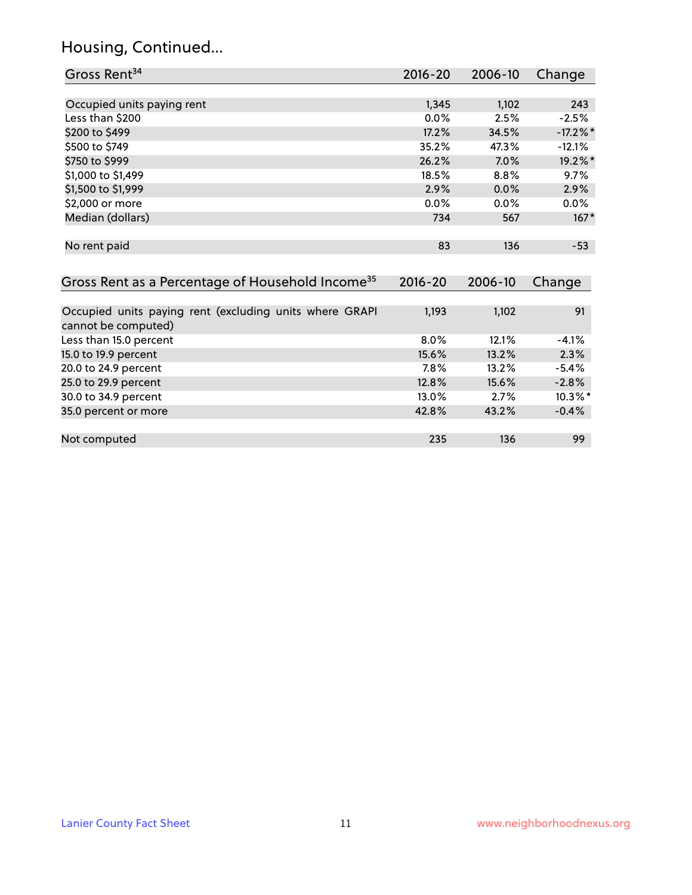# Housing, Continued...

| Gross Rent[34] | 2016-20 | 2006-10 | Change |
|---|---|---|---|
| Occupied units paying rent | 1,345 | 1,102 | 243 |
| Less than $200 | 0.0% | 2.5% | -2.5% |
| $200 to $499 | 17.2% | 34.5% | -17.2%* |
| $500 to $749 | 35.2% | 47.3% | -12.1% |
| $750 to $999 | 26.2% | 7.0% | 19.2%* |
| $1,000 to $1,499 | 18.5% | 8.8% | 9.7% |
| $1,500 to $1,999 | 2.9% | 0.0% | 2.9% |
| $2,000 or more | 0.0% | 0.0% | 0.0% |
| Median (dollars) | 734 | 567 | 167* |
| No rent paid | 83 | 136 | -53 |

| Gross Rent as a Percentage of Household Income[35] | 2016-20 | 2006-10 | Change |
|---|---|---|---|
| Occupied units paying rent (excluding units where GRAPI cannot be computed) | 1,193 | 1,102 | 91 |
| Less than 15.0 percent | 8.0% | 12.1% | -4.1% |
| 15.0 to 19.9 percent | 15.6% | 13.2% | 2.3% |
| 20.0 to 24.9 percent | 7.8% | 13.2% | -5.4% |
| 25.0 to 29.9 percent | 12.8% | 15.6% | -2.8% |
| 30.0 to 34.9 percent | 13.0% | 2.7% | 10.3%* |
| 35.0 percent or more | 42.8% | 43.2% | -0.4% |
| Not computed | 235 | 136 | 99 |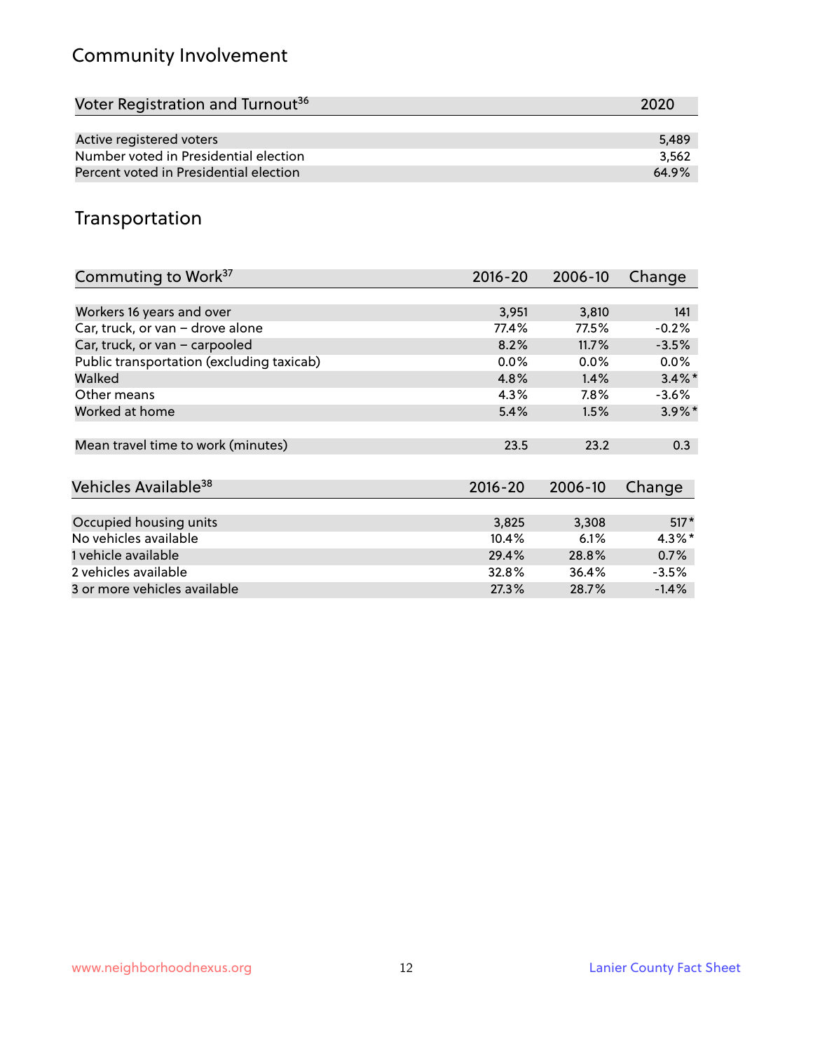## Community Involvement

| Voter Registration and Turnout[36] | 2020 |
| --- | --- |
| Active registered voters | 5,489 |
| Number voted in Presidential election | 3,562 |
| Percent voted in Presidential election | 64.9% |

## Transportation

| Commuting to Work[37] | 2016-20 | 2006-10 | Change |
| --- | --- | --- | --- |
| Workers 16 years and over | 3,951 | 3,810 | 141 |
| Car, truck, or van – drove alone | 77.4% | 77.5% | -0.2% |
| Car, truck, or van – carpooled | 8.2% | 11.7% | -3.5% |
| Public transportation (excluding taxicab) | 0.0% | 0.0% | 0.0% |
| Walked | 4.8% | 1.4% | 3.4%* |
| Other means | 4.3% | 7.8% | -3.6% |
| Worked at home | 5.4% | 1.5% | 3.9%* |
| Mean travel time to work (minutes) | 23.5 | 23.2 | 0.3 |

| Vehicles Available[38] | 2016-20 | 2006-10 | Change |
| --- | --- | --- | --- |
| Occupied housing units | 3,825 | 3,308 | 517* |
| No vehicles available | 10.4% | 6.1% | 4.3%* |
| 1 vehicle available | 29.4% | 28.8% | 0.7% |
| 2 vehicles available | 32.8% | 36.4% | -3.5% |
| 3 or more vehicles available | 27.3% | 28.7% | -1.4% |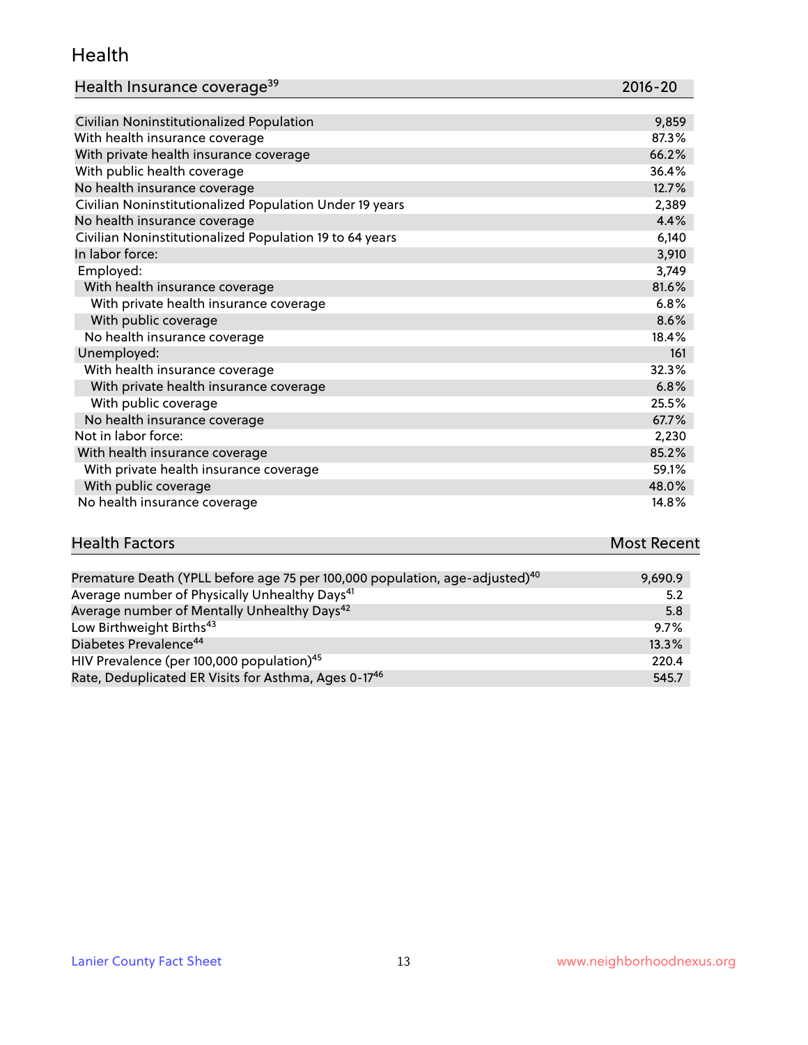## Health

| Health Insurance coverage[39] | 2016-20 |
|---|---|
| Civilian Noninstitutionalized Population | 9,859 |
| With health insurance coverage | 87.3% |
| With private health insurance coverage | 66.2% |
| With public health coverage | 36.4% |
| No health insurance coverage | 12.7% |
| Civilian Noninstitutionalized Population Under 19 years | 2,389 |
| No health insurance coverage | 4.4% |
| Civilian Noninstitutionalized Population 19 to 64 years | 6,140 |
| In labor force: | 3,910 |
| Employed: | 3,749 |
| With health insurance coverage | 81.6% |
| With private health insurance coverage | 6.8% |
| With public coverage | 8.6% |
| No health insurance coverage | 18.4% |
| Unemployed: | 161 |
| With health insurance coverage | 32.3% |
| With private health insurance coverage | 6.8% |
| With public coverage | 25.5% |
| No health insurance coverage | 67.7% |
| Not in labor force: | 2,230 |
| With health insurance coverage | 85.2% |
| With private health insurance coverage | 59.1% |
| With public coverage | 48.0% |
| No health insurance coverage | 14.8% |

| Health Factors | Most Recent |
|---|---|
| Premature Death (YPLL before age 75 per 100,000 population, age-adjusted)[40] | 9,690.9 |
| Average number of Physically Unhealthy Days[41] | 5.2 |
| Average number of Mentally Unhealthy Days[42] | 5.8 |
| Low Birthweight Births[43] | 9.7% |
| Diabetes Prevalence[44] | 13.3% |
| HIV Prevalence (per 100,000 population)[45] | 220.4 |
| Rate, Deduplicated ER Visits for Asthma, Ages 0-17[46] | 545.7 |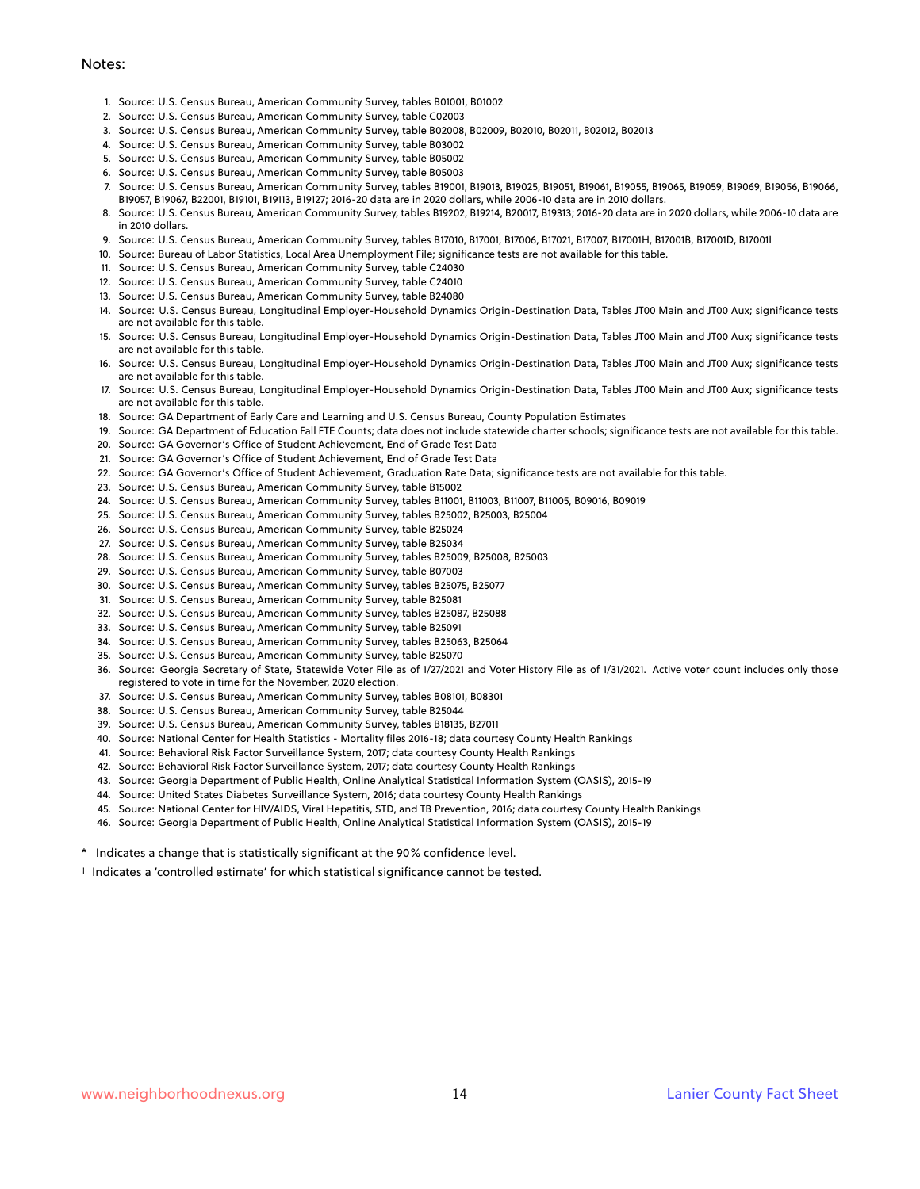Notes:

1. Source: U.S. Census Bureau, American Community Survey, tables B01001, B01002
2. Source: U.S. Census Bureau, American Community Survey, table C02003
3. Source: U.S. Census Bureau, American Community Survey, table B02008, B02009, B02010, B02011, B02012, B02013
4. Source: U.S. Census Bureau, American Community Survey, table B03002
5. Source: U.S. Census Bureau, American Community Survey, table B05002
6. Source: U.S. Census Bureau, American Community Survey, table B05003
7. Source: U.S. Census Bureau, American Community Survey, tables B19001, B19013, B19025, B19051, B19061, B19055, B19065, B19059, B19069, B19056, B19066, B19057, B19067, B22001, B19101, B19113, B19127; 2016-20 data are in 2020 dollars, while 2006-10 data are in 2010 dollars.
8. Source: U.S. Census Bureau, American Community Survey, tables B19202, B19214, B20017, B19313; 2016-20 data are in 2020 dollars, while 2006-10 data are in 2010 dollars.
9. Source: U.S. Census Bureau, American Community Survey, tables B17010, B17001, B17006, B17021, B17007, B17001H, B17001B, B17001D, B17001I
10. Source: Bureau of Labor Statistics, Local Area Unemployment File; significance tests are not available for this table.
11. Source: U.S. Census Bureau, American Community Survey, table C24030
12. Source: U.S. Census Bureau, American Community Survey, table C24010
13. Source: U.S. Census Bureau, American Community Survey, table B24080
14. Source: U.S. Census Bureau, Longitudinal Employer-Household Dynamics Origin-Destination Data, Tables JT00 Main and JT00 Aux; significance tests are not available for this table.
15. Source: U.S. Census Bureau, Longitudinal Employer-Household Dynamics Origin-Destination Data, Tables JT00 Main and JT00 Aux; significance tests are not available for this table.
16. Source: U.S. Census Bureau, Longitudinal Employer-Household Dynamics Origin-Destination Data, Tables JT00 Main and JT00 Aux; significance tests are not available for this table.
17. Source: U.S. Census Bureau, Longitudinal Employer-Household Dynamics Origin-Destination Data, Tables JT00 Main and JT00 Aux; significance tests are not available for this table.
18. Source: GA Department of Early Care and Learning and U.S. Census Bureau, County Population Estimates
19. Source: GA Department of Education Fall FTE Counts; data does not include statewide charter schools; significance tests are not available for this table.
20. Source: GA Governor's Office of Student Achievement, End of Grade Test Data
21. Source: GA Governor's Office of Student Achievement, End of Grade Test Data
22. Source: GA Governor's Office of Student Achievement, Graduation Rate Data; significance tests are not available for this table.
23. Source: U.S. Census Bureau, American Community Survey, table B15002
24. Source: U.S. Census Bureau, American Community Survey, tables B11001, B11003, B11007, B11005, B09016, B09019
25. Source: U.S. Census Bureau, American Community Survey, tables B25002, B25003, B25004
26. Source: U.S. Census Bureau, American Community Survey, table B25024
27. Source: U.S. Census Bureau, American Community Survey, table B25034
28. Source: U.S. Census Bureau, American Community Survey, tables B25009, B25008, B25003
29. Source: U.S. Census Bureau, American Community Survey, table B07003
30. Source: U.S. Census Bureau, American Community Survey, tables B25075, B25077
31. Source: U.S. Census Bureau, American Community Survey, table B25081
32. Source: U.S. Census Bureau, American Community Survey, tables B25087, B25088
33. Source: U.S. Census Bureau, American Community Survey, table B25091
34. Source: U.S. Census Bureau, American Community Survey, tables B25063, B25064
35. Source: U.S. Census Bureau, American Community Survey, table B25070
36. Source: Georgia Secretary of State, Statewide Voter File as of 1/27/2021 and Voter History File as of 1/31/2021. Active voter count includes only those registered to vote in time for the November, 2020 election.
37. Source: U.S. Census Bureau, American Community Survey, tables B08101, B08301
38. Source: U.S. Census Bureau, American Community Survey, table B25044
39. Source: U.S. Census Bureau, American Community Survey, tables B18135, B27011
40. Source: National Center for Health Statistics - Mortality files 2016-18; data courtesy County Health Rankings
41. Source: Behavioral Risk Factor Surveillance System, 2017; data courtesy County Health Rankings
42. Source: Behavioral Risk Factor Surveillance System, 2017; data courtesy County Health Rankings
43. Source: Georgia Department of Public Health, Online Analytical Statistical Information System (OASIS), 2015-19
44. Source: United States Diabetes Surveillance System, 2016; data courtesy County Health Rankings
45. Source: National Center for HIV/AIDS, Viral Hepatitis, STD, and TB Prevention, 2016; data courtesy County Health Rankings
46. Source: Georgia Department of Public Health, Online Analytical Statistical Information System (OASIS), 2015-19

\* Indicates a change that is statistically significant at the 90% confidence level.

† Indicates a 'controlled estimate' for which statistical significance cannot be tested.